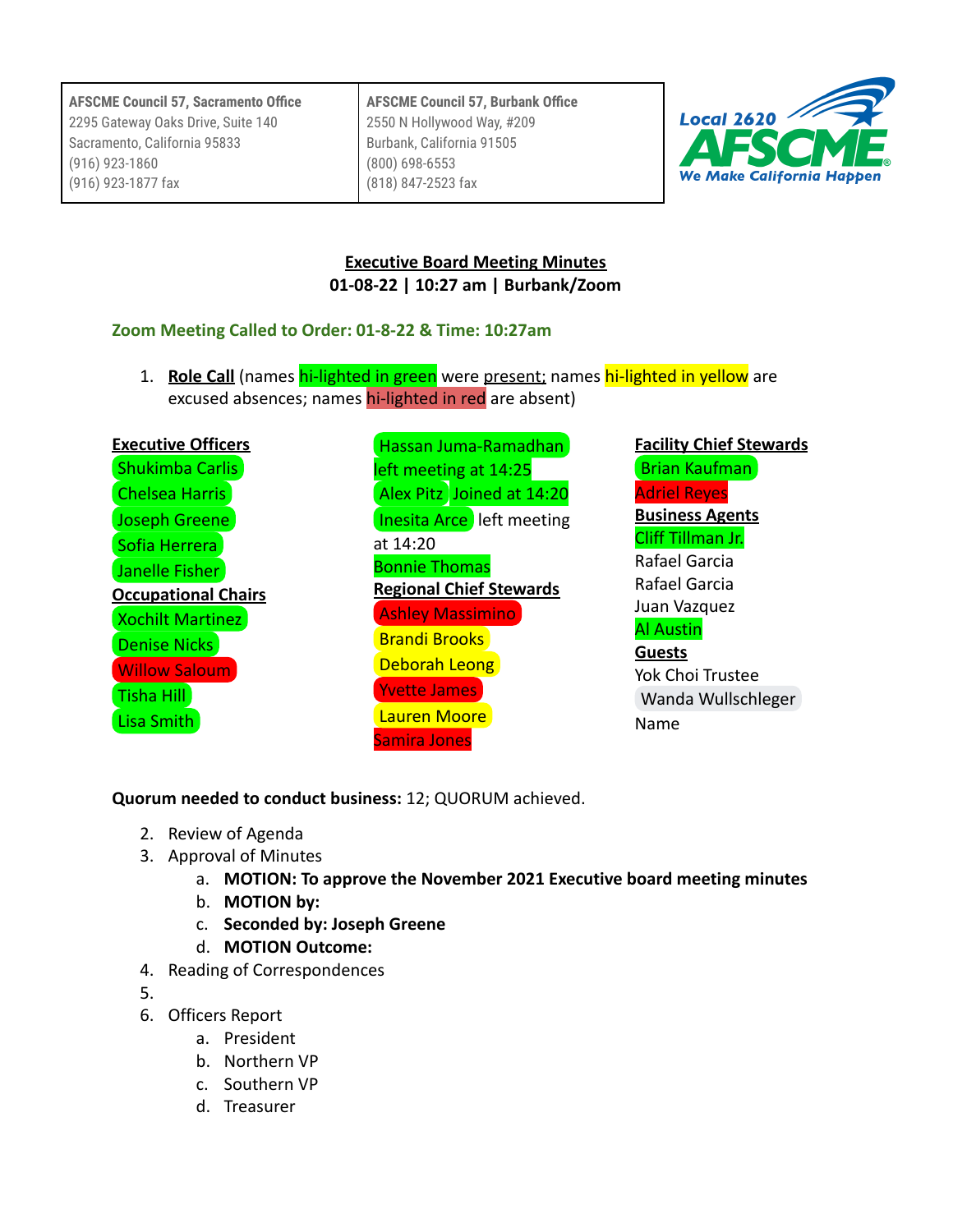| AFSCME Council 57, Sacramento Office | AFSCME Council 57, Burbank Office |
|---|---|
| 2295 Gateway Oaks Drive, Suite 140 | 2550 N Hollywood Way, #209 |
| Sacramento, California 95833 | Burbank, California 91505 |
| (916) 923-1860 | (800) 698-6553 |
| (916) 923-1877 fax | (818) 847-2523 fax |

Local 2620 AFSCME We Make California Happen

**Executive Board Meeting Minutes**
**01-08-22 | 10:27 am | Burbank/Zoom**

**Zoom Meeting Called to Order: 01-8-22 & Time: 10:27am**

1. **Role Call** (names hi-lighted in green were present; names hi-lighted in yellow are excused absences; names hi-lighted in red are absent)

**Executive Officers**
- Shukimba Carlis
- Chelsea Harris
- Joseph Greene
- Sofia Herrera
- Janelle Fisher

**Occupational Chairs**
- Xochilt Martinez
- Denise Nicks
- Willow Saloum
- Tisha Hill
- Lisa Smith
- Hassan Juma-Ramadhan left meeting at 14:25
- Alex Pitz Joined at 14:20
- Inesita Arce left meeting at 14:20
- Bonnie Thomas

**Regional Chief Stewards**
- Ashley Massimino
- Brandi Brooks
- Deborah Leong
- Yvette James
- Lauren Moore
- Samira Jones

**Facility Chief Stewards**
- Brian Kaufman
- Adriel Reyes

**Business Agents**
- Cliff Tillman Jr.
- Rafael Garcia
- Rafael Garcia
- Juan Vazquez
- Al Austin

**Guests**
- Yok Choi Trustee
- Wanda Wullschleger
- Name

**Quorum needed to conduct business:** 12; QUORUM achieved.

2. Review of Agenda
3. Approval of Minutes
   a. **MOTION: To approve the November 2021 Executive board meeting minutes**
   b. **MOTION by:**
   c. **Seconded by: Joseph Greene**
   d. **MOTION Outcome:**
4. Reading of Correspondences
5. 
6. Officers Report
   a. President
   b. Northern VP
   c. Southern VP
   d. Treasurer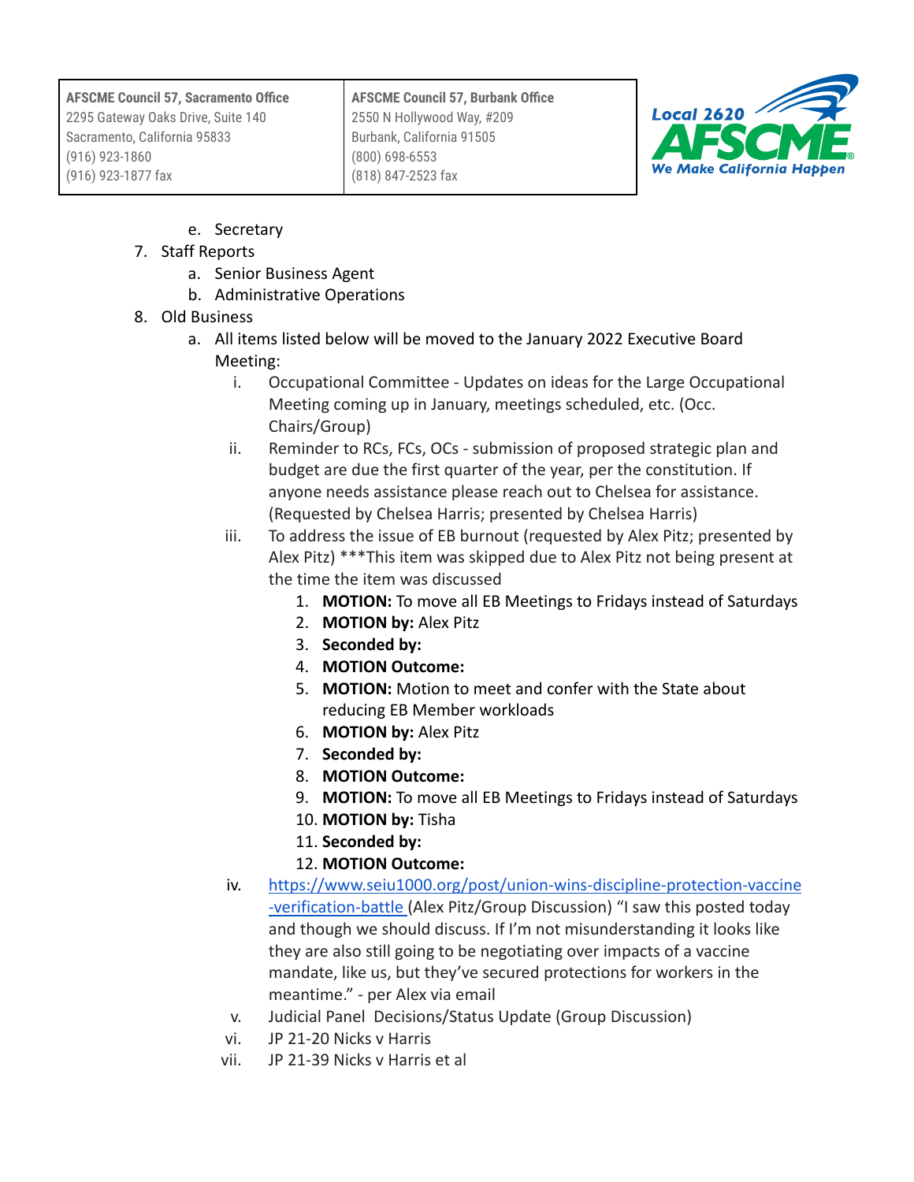e. Secretary

7. Staff Reports
   a. Senior Business Agent
   b. Administrative Operations
8. Old Business
   a. All items listed below will be moved to the January 2022 Executive Board Meeting:
      i. Occupational Committee - Updates on ideas for the Large Occupational Meeting coming up in January, meetings scheduled, etc. (Occ. Chairs/Group)
      ii. Reminder to RCs, FCs, OCs - submission of proposed strategic plan and budget are due the first quarter of the year, per the constitution. If anyone needs assistance please reach out to Chelsea for assistance. (Requested by Chelsea Harris; presented by Chelsea Harris)
      iii. To address the issue of EB burnout (requested by Alex Pitz; presented by Alex Pitz) ***This item was skipped due to Alex Pitz not being present at the time the item was discussed
         1. **MOTION:** To move all EB Meetings to Fridays instead of Saturdays
         2. **MOTION by:** Alex Pitz
         3. **Seconded by:**
         4. **MOTION Outcome:**
         5. **MOTION:** Motion to meet and confer with the State about reducing EB Member workloads
         6. **MOTION by:** Alex Pitz
         7. **Seconded by:**
         8. **MOTION Outcome:**
         9. **MOTION:** To move all EB Meetings to Fridays instead of Saturdays
         10. **MOTION by:** Tisha
         11. **Seconded by:**
         12. **MOTION Outcome:**
      iv. [https://www.seiu1000.org/post/union-wins-discipline-protection-vaccine-verification-battle](https://www.seiu1000.org/post/union-wins-discipline-protection-vaccine-verification-battle) (Alex Pitz/Group Discussion) "I saw this posted today and though we should discuss. If I'm not misunderstanding it looks like they are also still going to be negotiating over impacts of a vaccine mandate, like us, but they've secured protections for workers in the meantime." - per Alex via email
      v. Judicial Panel Decisions/Status Update (Group Discussion)
      vi. JP 21-20 Nicks v Harris
      vii. JP 21-39 Nicks v Harris et al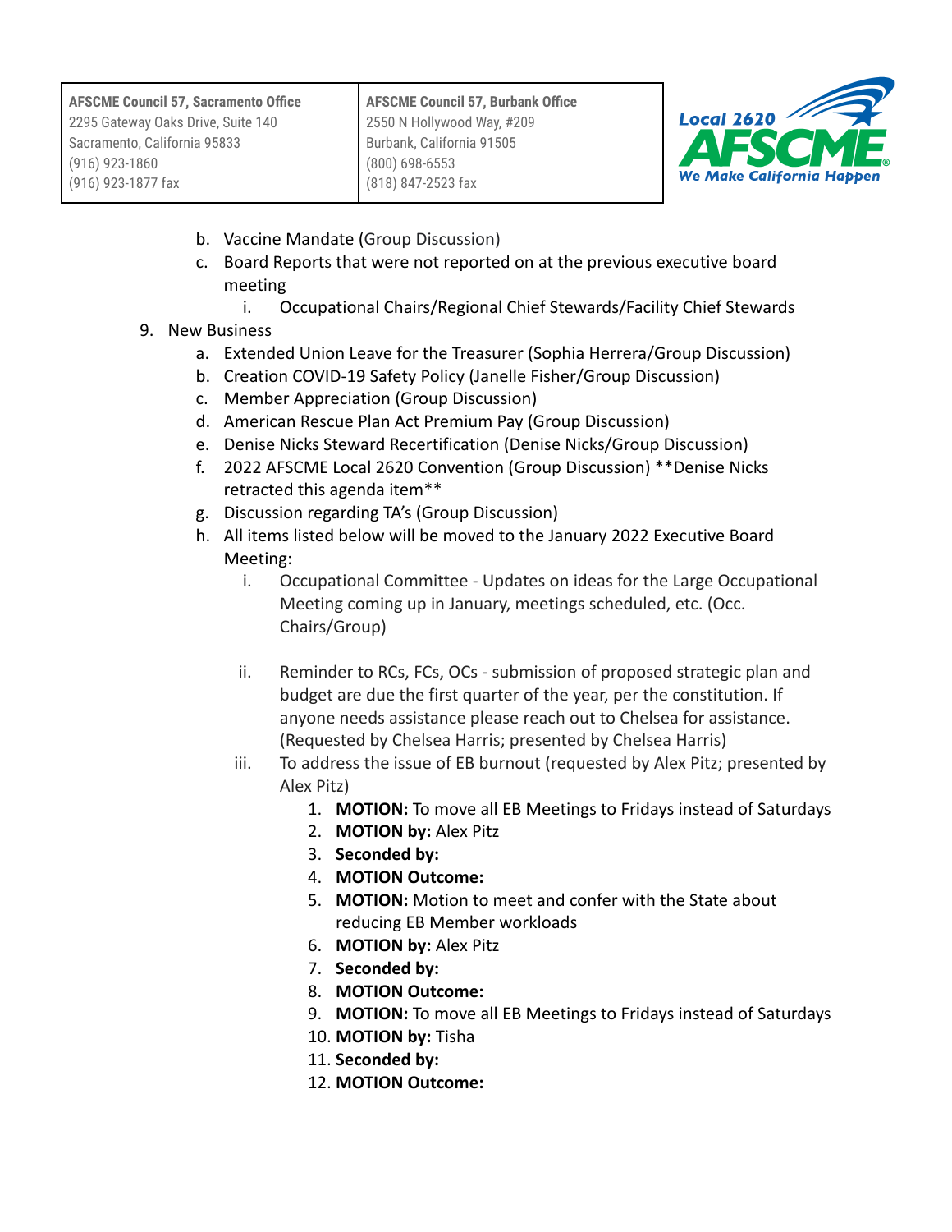b. Vaccine Mandate (Group Discussion)
c. Board Reports that were not reported on at the previous executive board meeting
    i. Occupational Chairs/Regional Chief Stewards/Facility Chief Stewards

9. New Business
    a. Extended Union Leave for the Treasurer (Sophia Herrera/Group Discussion)
    b. Creation COVID-19 Safety Policy (Janelle Fisher/Group Discussion)
    c. Member Appreciation (Group Discussion)
    d. American Rescue Plan Act Premium Pay (Group Discussion)
    e. Denise Nicks Steward Recertification (Denise Nicks/Group Discussion)
    f. 2022 AFSCME Local 2620 Convention (Group Discussion) **Denise Nicks retracted this agenda item**
    g. Discussion regarding TA's (Group Discussion)
    h. All items listed below will be moved to the January 2022 Executive Board Meeting:
        i. Occupational Committee - Updates on ideas for the Large Occupational Meeting coming up in January, meetings scheduled, etc. (Occ. Chairs/Group)
        ii. Reminder to RCs, FCs, OCs - submission of proposed strategic plan and budget are due the first quarter of the year, per the constitution. If anyone needs assistance please reach out to Chelsea for assistance. (Requested by Chelsea Harris; presented by Chelsea Harris)
        iii. To address the issue of EB burnout (requested by Alex Pitz; presented by Alex Pitz)
            1. **MOTION:** To move all EB Meetings to Fridays instead of Saturdays
            2. **MOTION by:** Alex Pitz
            3. **Seconded by:**
            4. **MOTION Outcome:**
            5. **MOTION:** Motion to meet and confer with the State about reducing EB Member workloads
            6. **MOTION by:** Alex Pitz
            7. **Seconded by:**
            8. **MOTION Outcome:**
            9. **MOTION:** To move all EB Meetings to Fridays instead of Saturdays
            10. **MOTION by:** Tisha
            11. **Seconded by:**
            12. **MOTION Outcome:**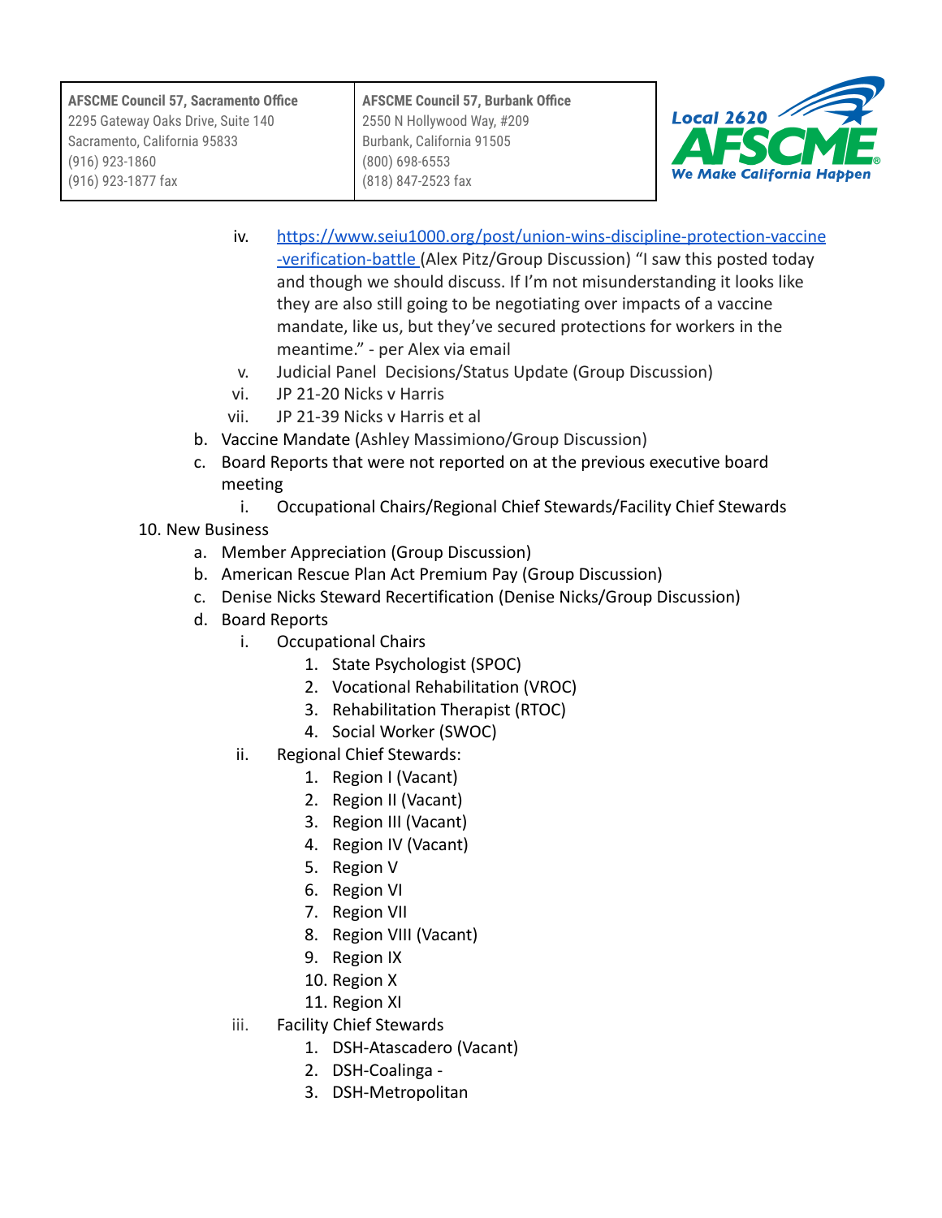iv. https://www.seiu1000.org/post/union-wins-discipline-protection-vaccine-verification-battle (Alex Pitz/Group Discussion) "I saw this posted today and though we should discuss. If I'm not misunderstanding it looks like they are also still going to be negotiating over impacts of a vaccine mandate, like us, but they've secured protections for workers in the meantime." - per Alex via email

v. Judicial Panel Decisions/Status Update (Group Discussion)

vi. JP 21-20 Nicks v Harris

vii. JP 21-39 Nicks v Harris et al

b. Vaccine Mandate (Ashley Massimiono/Group Discussion)

c. Board Reports that were not reported on at the previous executive board meeting

   i. Occupational Chairs/Regional Chief Stewards/Facility Chief Stewards

10. New Business

   a. Member Appreciation (Group Discussion)
   b. American Rescue Plan Act Premium Pay (Group Discussion)
   c. Denise Nicks Steward Recertification (Denise Nicks/Group Discussion)
   d. Board Reports
      i. Occupational Chairs
         1. State Psychologist (SPOC)
         2. Vocational Rehabilitation (VROC)
         3. Rehabilitation Therapist (RTOC)
         4. Social Worker (SWOC)
      ii. Regional Chief Stewards:
         1. Region I (Vacant)
         2. Region II (Vacant)
         3. Region III (Vacant)
         4. Region IV (Vacant)
         5. Region V
         6. Region VI
         7. Region VII
         8. Region VIII (Vacant)
         9. Region IX
         10. Region X
         11. Region XI
      iii. Facility Chief Stewards
         1. DSH-Atascadero (Vacant)
         2. DSH-Coalinga -
         3. DSH-Metropolitan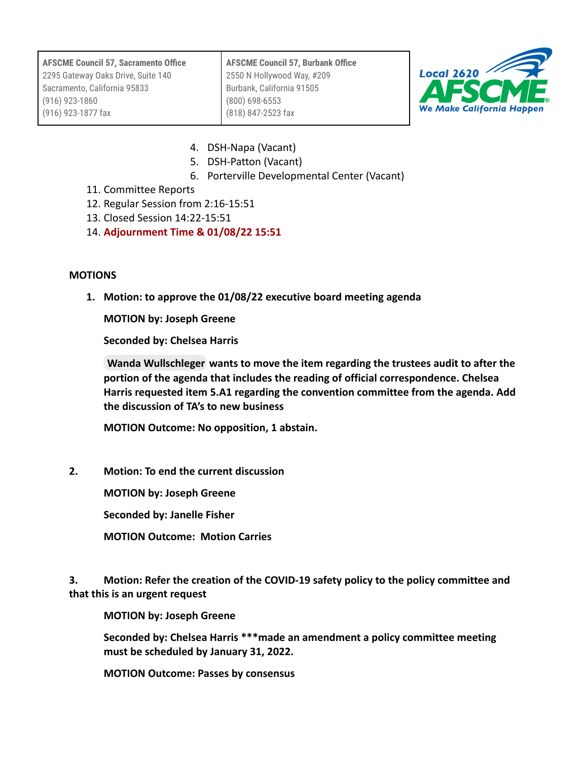| AFSCME Council 57, Sacramento Office | AFSCME Council 57, Burbank Office |
|---|---|
| 2295 Gateway Oaks Drive, Suite 140 | 2550 N Hollywood Way, #209 |
| Sacramento, California 95833 | Burbank, California 91505 |
| (916) 923-1860 | (800) 698-6553 |
| (916) 923-1877 fax | (818) 847-2523 fax |

Local 2620 AFSCME We Make California Happen

4. DSH-Napa (Vacant)
5. DSH-Patton (Vacant)
6. Porterville Developmental Center (Vacant)

11. Committee Reports
12. Regular Session from 2:16-15:51
13. Closed Session 14:22-15:51
14. **Adjournment Time & 01/08/22 15:51**

**MOTIONS**

1. **Motion: to approve the 01/08/22 executive board meeting agenda**

   **MOTION by: Joseph Greene**

   **Seconded by: Chelsea Harris**

   **Wanda Wullschleger wants to move the item regarding the trustees audit to after the portion of the agenda that includes the reading of official correspondence. Chelsea Harris requested item 5.A1 regarding the convention committee from the agenda. Add the discussion of TA's to new business**

   **MOTION Outcome: No opposition, 1 abstain.**

2. **Motion: To end the current discussion**

   **MOTION by: Joseph Greene**

   **Seconded by: Janelle Fisher**

   **MOTION Outcome: Motion Carries**

3. **Motion: Refer the creation of the COVID-19 safety policy to the policy committee and that this is an urgent request**

   **MOTION by: Joseph Greene**

   **Seconded by: Chelsea Harris ***made an amendment a policy committee meeting must be scheduled by January 31, 2022.**

   **MOTION Outcome: Passes by consensus**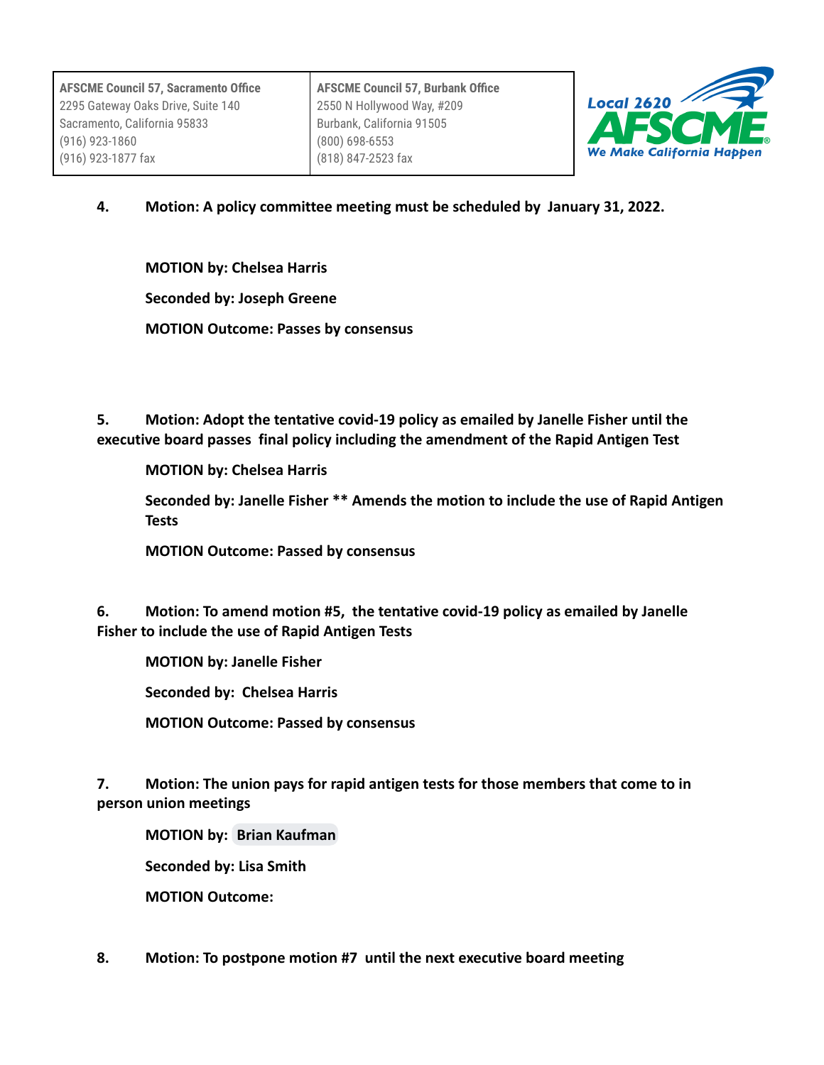**4. Motion: A policy committee meeting must be scheduled by January 31, 2022.**

**MOTION by: Chelsea Harris**

**Seconded by: Joseph Greene**

**MOTION Outcome: Passes by consensus**

**5. Motion: Adopt the tentative covid-19 policy as emailed by Janelle Fisher until the executive board passes final policy including the amendment of the Rapid Antigen Test**

**MOTION by: Chelsea Harris**

**Seconded by: Janelle Fisher ** Amends the motion to include the use of Rapid Antigen Tests**

**MOTION Outcome: Passed by consensus**

**6. Motion: To amend motion #5, the tentative covid-19 policy as emailed by Janelle Fisher to include the use of Rapid Antigen Tests**

**MOTION by: Janelle Fisher**

**Seconded by: Chelsea Harris**

**MOTION Outcome: Passed by consensus**

**7. Motion: The union pays for rapid antigen tests for those members that come to in person union meetings**

**MOTION by: Brian Kaufman**

**Seconded by: Lisa Smith**

**MOTION Outcome:**

**8. Motion: To postpone motion #7 until the next executive board meeting**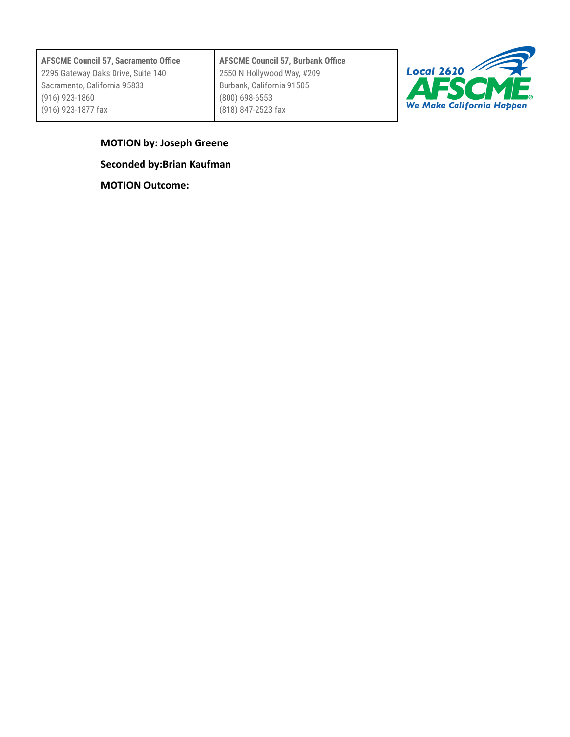| AFSCME Council 57, Sacramento Office | AFSCME Council 57, Burbank Office |
| --- | --- |
| 2295 Gateway Oaks Drive, Suite 140<br>Sacramento, California 95833<br>(916) 923-1860<br>(916) 923-1877 fax | 2550 N Hollywood Way, #209<br>Burbank, California 91505<br>(800) 698-6553<br>(818) 847-2523 fax |

Local 2620 AFSCME
We Make California Happen

**MOTION by: Joseph Greene**

**Seconded by:Brian Kaufman**

**MOTION Outcome:**